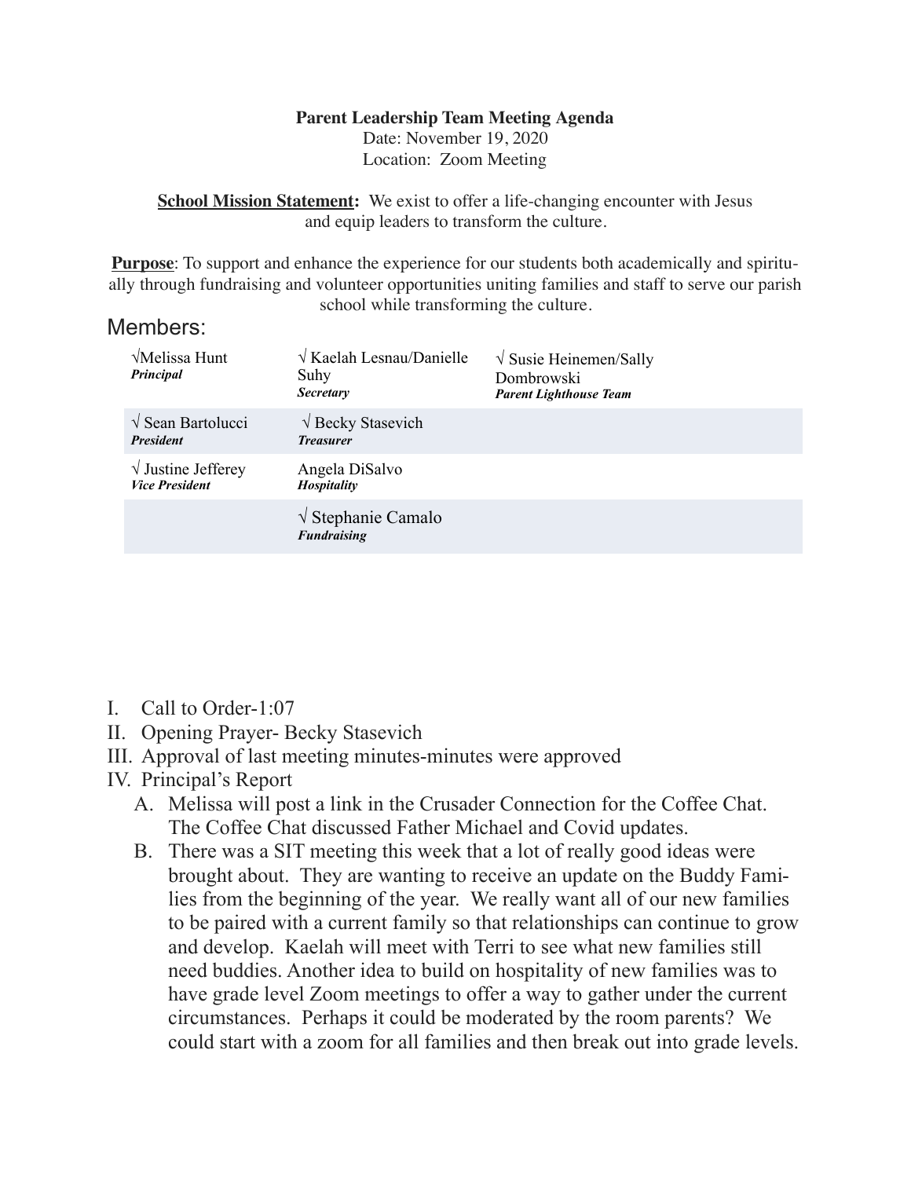**Parent Leadership Team Meeting Agenda**

Date: November 19, 2020

Location: Zoom Meeting

**School Mission Statement:** We exist to offer a life-changing encounter with Jesus and equip leaders to transform the culture.

**Purpose**: To support and enhance the experience for our students both academically and spiritually through fundraising and volunteer opportunities uniting families and staff to serve our parish school while transforming the culture.

## Members:

| | | |
|---|---|---|
| √Melissa Hunt<br>***Principal*** | √ Kaelah Lesnau/Danielle Suhy<br>***Secretary*** | √ Susie Heinemen/Sally Dombrowski<br>***Parent Lighthouse Team*** |
| √ Sean Bartolucci<br>***President*** | √ Becky Stasevich<br>***Treasurer*** | |
| √ Justine Jefferey<br>***Vice President*** | Angela DiSalvo<br>***Hospitality*** | |
| | √ Stephanie Camalo<br>***Fundraising*** | |

I. Call to Order-1:07

II. Opening Prayer- Becky Stasevich

III. Approval of last meeting minutes-minutes were approved

IV. Principal's Report

   A. Melissa will post a link in the Crusader Connection for the Coffee Chat. The Coffee Chat discussed Father Michael and Covid updates.

   B. There was a SIT meeting this week that a lot of really good ideas were brought about. They are wanting to receive an update on the Buddy Families from the beginning of the year. We really want all of our new families to be paired with a current family so that relationships can continue to grow and develop. Kaelah will meet with Terri to see what new families still need buddies. Another idea to build on hospitality of new families was to have grade level Zoom meetings to offer a way to gather under the current circumstances. Perhaps it could be moderated by the room parents? We could start with a zoom for all families and then break out into grade levels.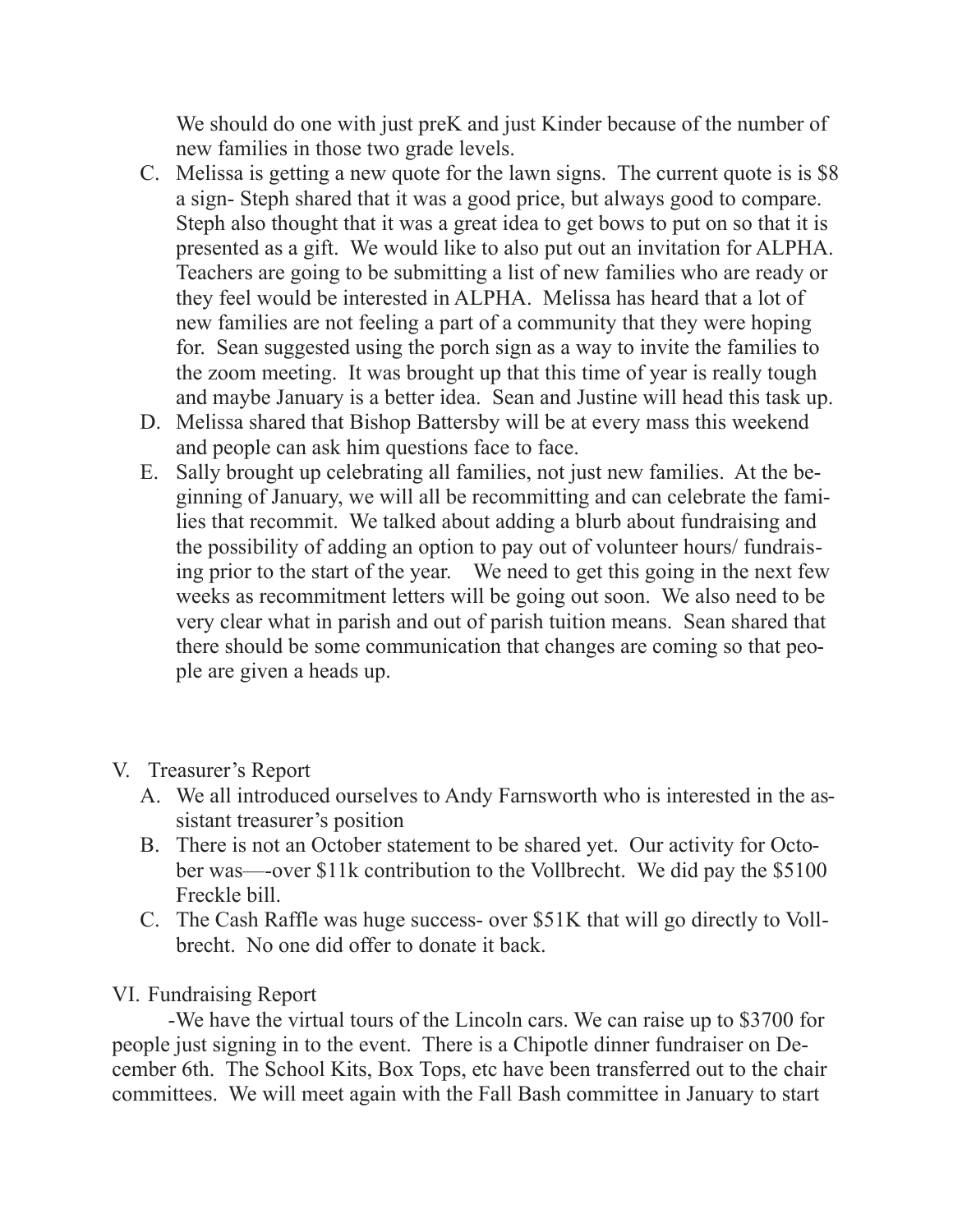We should do one with just preK and just Kinder because of the number of new families in those two grade levels.

C. Melissa is getting a new quote for the lawn signs. The current quote is is $8 a sign- Steph shared that it was a good price, but always good to compare. Steph also thought that it was a great idea to get bows to put on so that it is presented as a gift. We would like to also put out an invitation for ALPHA. Teachers are going to be submitting a list of new families who are ready or they feel would be interested in ALPHA. Melissa has heard that a lot of new families are not feeling a part of a community that they were hoping for. Sean suggested using the porch sign as a way to invite the families to the zoom meeting. It was brought up that this time of year is really tough and maybe January is a better idea. Sean and Justine will head this task up.
D. Melissa shared that Bishop Battersby will be at every mass this weekend and people can ask him questions face to face.
E. Sally brought up celebrating all families, not just new families. At the beginning of January, we will all be recommitting and can celebrate the families that recommit. We talked about adding a blurb about fundraising and the possibility of adding an option to pay out of volunteer hours/ fundraising prior to the start of the year. We need to get this going in the next few weeks as recommitment letters will be going out soon. We also need to be very clear what in parish and out of parish tuition means. Sean shared that there should be some communication that changes are coming so that people are given a heads up.

V. Treasurer's Report

A. We all introduced ourselves to Andy Farnsworth who is interested in the assistant treasurer's position
B. There is not an October statement to be shared yet. Our activity for October was—-over $11k contribution to the Vollbrecht. We did pay the $5100 Freckle bill.
C. The Cash Raffle was huge success- over $51K that will go directly to Vollbrecht. No one did offer to donate it back.

VI. Fundraising Report

-We have the virtual tours of the Lincoln cars. We can raise up to $3700 for people just signing in to the event. There is a Chipotle dinner fundraiser on December 6th. The School Kits, Box Tops, etc have been transferred out to the chair committees. We will meet again with the Fall Bash committee in January to start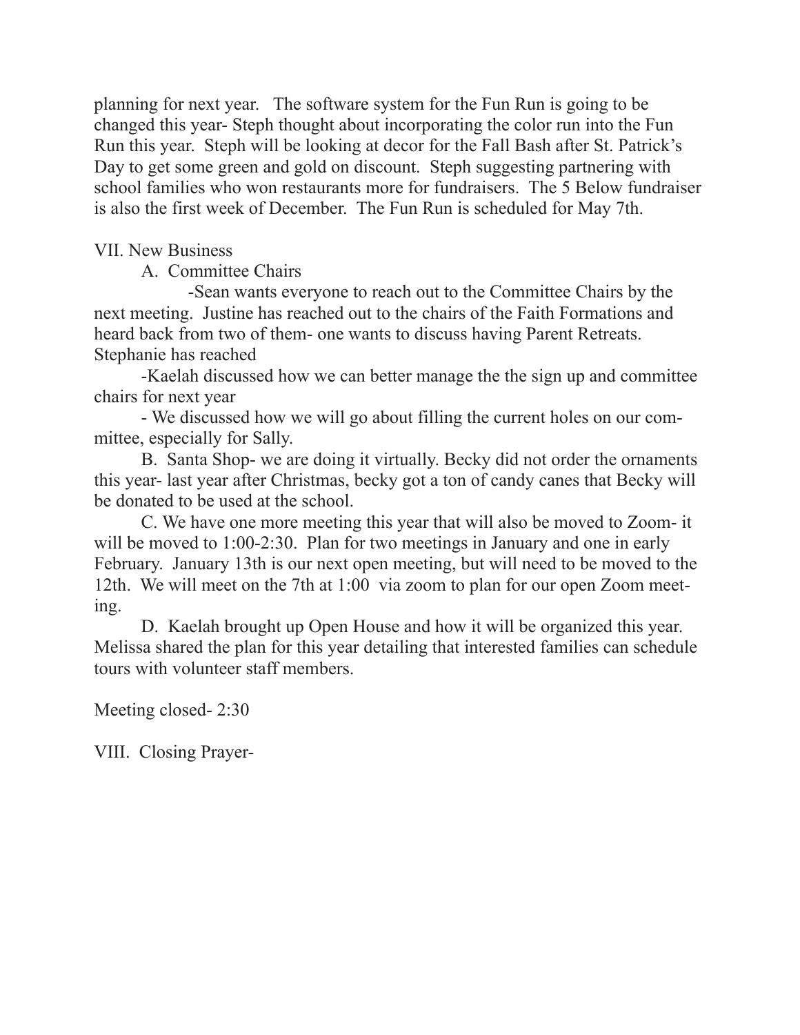planning for next year. The software system for the Fun Run is going to be changed this year- Steph thought about incorporating the color run into the Fun Run this year. Steph will be looking at decor for the Fall Bash after St. Patrick's Day to get some green and gold on discount. Steph suggesting partnering with school families who won restaurants more for fundraisers. The 5 Below fundraiser is also the first week of December. The Fun Run is scheduled for May 7th.

VII. New Business

A. Committee Chairs

-Sean wants everyone to reach out to the Committee Chairs by the next meeting. Justine has reached out to the chairs of the Faith Formations and heard back from two of them- one wants to discuss having Parent Retreats. Stephanie has reached

-Kaelah discussed how we can better manage the the sign up and committee chairs for next year

- We discussed how we will go about filling the current holes on our committee, especially for Sally.

B. Santa Shop- we are doing it virtually. Becky did not order the ornaments this year- last year after Christmas, becky got a ton of candy canes that Becky will be donated to be used at the school.

C. We have one more meeting this year that will also be moved to Zoom- it will be moved to 1:00-2:30. Plan for two meetings in January and one in early February. January 13th is our next open meeting, but will need to be moved to the 12th. We will meet on the 7th at 1:00 via zoom to plan for our open Zoom meeting.

D. Kaelah brought up Open House and how it will be organized this year. Melissa shared the plan for this year detailing that interested families can schedule tours with volunteer staff members.

Meeting closed- 2:30

VIII. Closing Prayer-